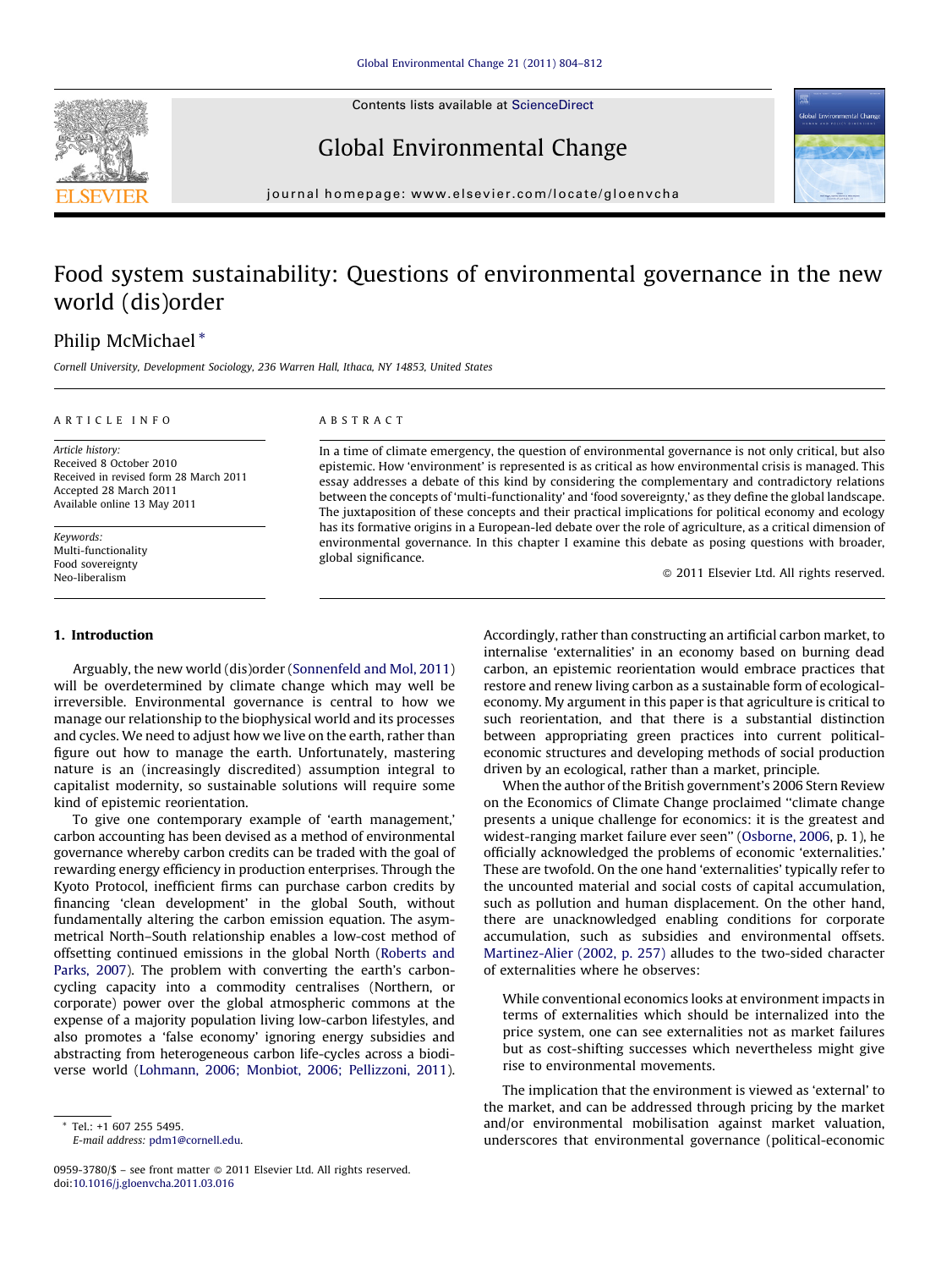# Food system sustainability: Questions of environmental governance in the new world (dis)order

Philip McMichael *

Cornell University, Development Sociology, 236 Warren Hall, Ithaca, NY 14853, United States

ARTICLE INFO

*Article history:*
Received 8 October 2010
Received in revised form 28 March 2011
Accepted 28 March 2011
Available online 13 May 2011

*Keywords:*
Multi-functionality
Food sovereignty
Neo-liberalism

ABSTRACT

In a time of climate emergency, the question of environmental governance is not only critical, but also epistemic. How 'environment' is represented is as critical as how environmental crisis is managed. This essay addresses a debate of this kind by considering the complementary and contradictory relations between the concepts of 'multi-functionality' and 'food sovereignty,' as they define the global landscape. The juxtaposition of these concepts and their practical implications for political economy and ecology has its formative origins in a European-led debate over the role of agriculture, as a critical dimension of environmental governance. In this chapter I examine this debate as posing questions with broader, global significance.

© 2011 Elsevier Ltd. All rights reserved.

## 1. Introduction

Arguably, the new world (dis)order (Sonnenfeld and Mol, 2011) will be overdetermined by climate change which may well be irreversible. Environmental governance is central to how we manage our relationship to the biophysical world and its processes and cycles. We need to adjust how we live on the earth, rather than figure out how to manage the earth. Unfortunately, mastering nature is an (increasingly discredited) assumption integral to capitalist modernity, so sustainable solutions will require some kind of epistemic reorientation.

To give one contemporary example of 'earth management,' carbon accounting has been devised as a method of environmental governance whereby carbon credits can be traded with the goal of rewarding energy efficiency in production enterprises. Through the Kyoto Protocol, inefficient firms can purchase carbon credits by financing 'clean development' in the global South, without fundamentally altering the carbon emission equation. The asymmetrical North–South relationship enables a low-cost method of offsetting continued emissions in the global North (Roberts and Parks, 2007). The problem with converting the earth's carbon-cycling capacity into a commodity centralises (Northern, or corporate) power over the global atmospheric commons at the expense of a majority population living low-carbon lifestyles, and also promotes a 'false economy' ignoring energy subsidies and abstracting from heterogeneous carbon life-cycles across a biodiverse world (Lohmann, 2006; Monbiot, 2006; Pellizzoni, 2011). Accordingly, rather than constructing an artificial carbon market, to internalise 'externalities' in an economy based on burning dead carbon, an epistemic reorientation would embrace practices that restore and renew living carbon as a sustainable form of ecological-economy. My argument in this paper is that agriculture is critical to such reorientation, and that there is a substantial distinction between appropriating green practices into current political-economic structures and developing methods of social production driven by an ecological, rather than a market, principle.

When the author of the British government's 2006 Stern Review on the Economics of Climate Change proclaimed "climate change presents a unique challenge for economics: it is the greatest and widest-ranging market failure ever seen" (Osborne, 2006, p. 1), he officially acknowledged the problems of economic 'externalities.' These are twofold. On the one hand 'externalities' typically refer to the uncounted material and social costs of capital accumulation, such as pollution and human displacement. On the other hand, there are unacknowledged enabling conditions for corporate accumulation, such as subsidies and environmental offsets. Martinez-Alier (2002, p. 257) alludes to the two-sided character of externalities where he observes:

> While conventional economics looks at environment impacts in terms of externalities which should be internalized into the price system, one can see externalities not as market failures but as cost-shifting successes which nevertheless might give rise to environmental movements.

The implication that the environment is viewed as 'external' to the market, and can be addressed through pricing by the market and/or environmental mobilisation against market valuation, underscores that environmental governance (political-economic

\* Tel.: +1 607 255 5495.
E-mail address: pdm1@cornell.edu.

0959-3780/$ – see front matter © 2011 Elsevier Ltd. All rights reserved.
doi:10.1016/j.gloenvcha.2011.03.016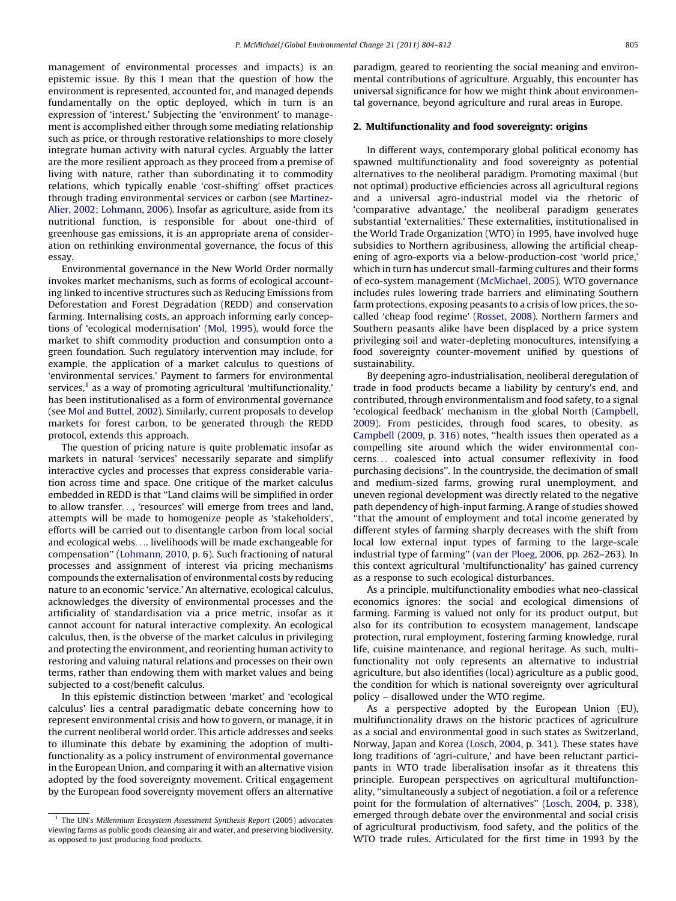management of environmental processes and impacts) is an epistemic issue. By this I mean that the question of how the environment is represented, accounted for, and managed depends fundamentally on the optic deployed, which in turn is an expression of 'interest.' Subjecting the 'environment' to management is accomplished either through some mediating relationship such as price, or through restorative relationships to more closely integrate human activity with natural cycles. Arguably the latter are the more resilient approach as they proceed from a premise of living with nature, rather than subordinating it to commodity relations, which typically enable 'cost-shifting' offset practices through trading environmental services or carbon (see Martinez-Alier, 2002; Lohmann, 2006). Insofar as agriculture, aside from its nutritional function, is responsible for about one-third of greenhouse gas emissions, it is an appropriate arena of consideration on rethinking environmental governance, the focus of this essay.

Environmental governance in the New World Order normally invokes market mechanisms, such as forms of ecological accounting linked to incentive structures such as Reducing Emissions from Deforestation and Forest Degradation (REDD) and conservation farming. Internalising costs, an approach informing early conceptions of 'ecological modernisation' (Mol, 1995), would force the market to shift commodity production and consumption onto a green foundation. Such regulatory intervention may include, for example, the application of a market calculus to questions of 'environmental services.' Payment to farmers for environmental services,[1] as a way of promoting agricultural 'multifunctionality,' has been institutionalised as a form of environmental governance (see Mol and Buttel, 2002). Similarly, current proposals to develop markets for forest carbon, to be generated through the REDD protocol, extends this approach.

The question of pricing nature is quite problematic insofar as markets in natural 'services' necessarily separate and simplify interactive cycles and processes that express considerable variation across time and space. One critique of the market calculus embedded in REDD is that "Land claims will be simplified in order to allow transfer..., 'resources' will emerge from trees and land, attempts will be made to homogenize people as 'stakeholders', efforts will be carried out to disentangle carbon from local social and ecological webs.... livelihoods will be made exchangeable for compensation" (Lohmann, 2010, p. 6). Such fractioning of natural processes and assignment of interest via pricing mechanisms compounds the externalisation of environmental costs by reducing nature to an economic 'service.' An alternative, ecological calculus, acknowledges the diversity of environmental processes and the artificiality of standardisation via a price metric, insofar as it cannot account for natural interactive complexity. An ecological calculus, then, is the obverse of the market calculus in privileging and protecting the environment, and reorienting human activity to restoring and valuing natural relations and processes on their own terms, rather than endowing them with market values and being subjected to a cost/benefit calculus.

In this epistemic distinction between 'market' and 'ecological calculus' lies a central paradigmatic debate concerning how to represent environmental crisis and how to govern, or manage, it in the current neoliberal world order. This article addresses and seeks to illuminate this debate by examining the adoption of multifunctionality as a policy instrument of environmental governance in the European Union, and comparing it with an alternative vision adopted by the food sovereignty movement. Critical engagement by the European food sovereignty movement offers an alternative paradigm, geared to reorienting the social meaning and environmental contributions of agriculture. Arguably, this encounter has universal significance for how we might think about environmental governance, beyond agriculture and rural areas in Europe.

## 2. Multifunctionality and food sovereignty: origins

In different ways, contemporary global political economy has spawned multifunctionality and food sovereignty as potential alternatives to the neoliberal paradigm. Promoting maximal (but not optimal) productive efficiencies across all agricultural regions and a universal agro-industrial model via the rhetoric of 'comparative advantage,' the neoliberal paradigm generates substantial 'externalities.' These externalities, institutionalised in the World Trade Organization (WTO) in 1995, have involved huge subsidies to Northern agribusiness, allowing the artificial cheapening of agro-exports via a below-production-cost 'world price,' which in turn has undercut small-farming cultures and their forms of eco-system management (McMichael, 2005). WTO governance includes rules lowering trade barriers and eliminating Southern farm protections, exposing peasants to a crisis of low prices, the so-called 'cheap food regime' (Rosset, 2008). Northern farmers and Southern peasants alike have been displaced by a price system privileging soil and water-depleting monocultures, intensifying a food sovereignty counter-movement unified by questions of sustainability.

By deepening agro-industrialisation, neoliberal deregulation of trade in food products became a liability by century's end, and contributed, through environmentalism and food safety, to a signal 'ecological feedback' mechanism in the global North (Campbell, 2009). From pesticides, through food scares, to obesity, as Campbell (2009, p. 316) notes, "health issues then operated as a compelling site around which the wider environmental concerns... coalesced into actual consumer reflexivity in food purchasing decisions". In the countryside, the decimation of small and medium-sized farms, growing rural unemployment, and uneven regional development was directly related to the negative path dependency of high-input farming. A range of studies showed "that the amount of employment and total income generated by different styles of farming sharply decreases with the shift from local low external input types of farming to the large-scale industrial type of farming" (van der Ploeg, 2006, pp. 262–263). In this context agricultural 'multifunctionality' has gained currency as a response to such ecological disturbances.

As a principle, multifunctionality embodies what neo-classical economics ignores: the social and ecological dimensions of farming. Farming is valued not only for its product output, but also for its contribution to ecosystem management, landscape protection, rural employment, fostering farming knowledge, rural life, cuisine maintenance, and regional heritage. As such, multifunctionality not only represents an alternative to industrial agriculture, but also identifies (local) agriculture as a public good, the condition for which is national sovereignty over agricultural policy – disallowed under the WTO regime.

As a perspective adopted by the European Union (EU), multifunctionality draws on the historic practices of agriculture as a social and environmental good in such states as Switzerland, Norway, Japan and Korea (Losch, 2004, p. 341). These states have long traditions of 'agri-culture,' and have been reluctant participants in WTO trade liberalisation insofar as it threatens this principle. European perspectives on agricultural multifunctionality, "simultaneously a subject of negotiation, a foil or a reference point for the formulation of alternatives" (Losch, 2004, p. 338), emerged through debate over the environmental and social crisis of agricultural productivism, food safety, and the politics of the WTO trade rules. Articulated for the first time in 1993 by the

[1] The UN's *Millennium Ecosystem Assessment Synthesis Report* (2005) advocates viewing farms as public goods cleansing air and water, and preserving biodiversity, as opposed to just producing food products.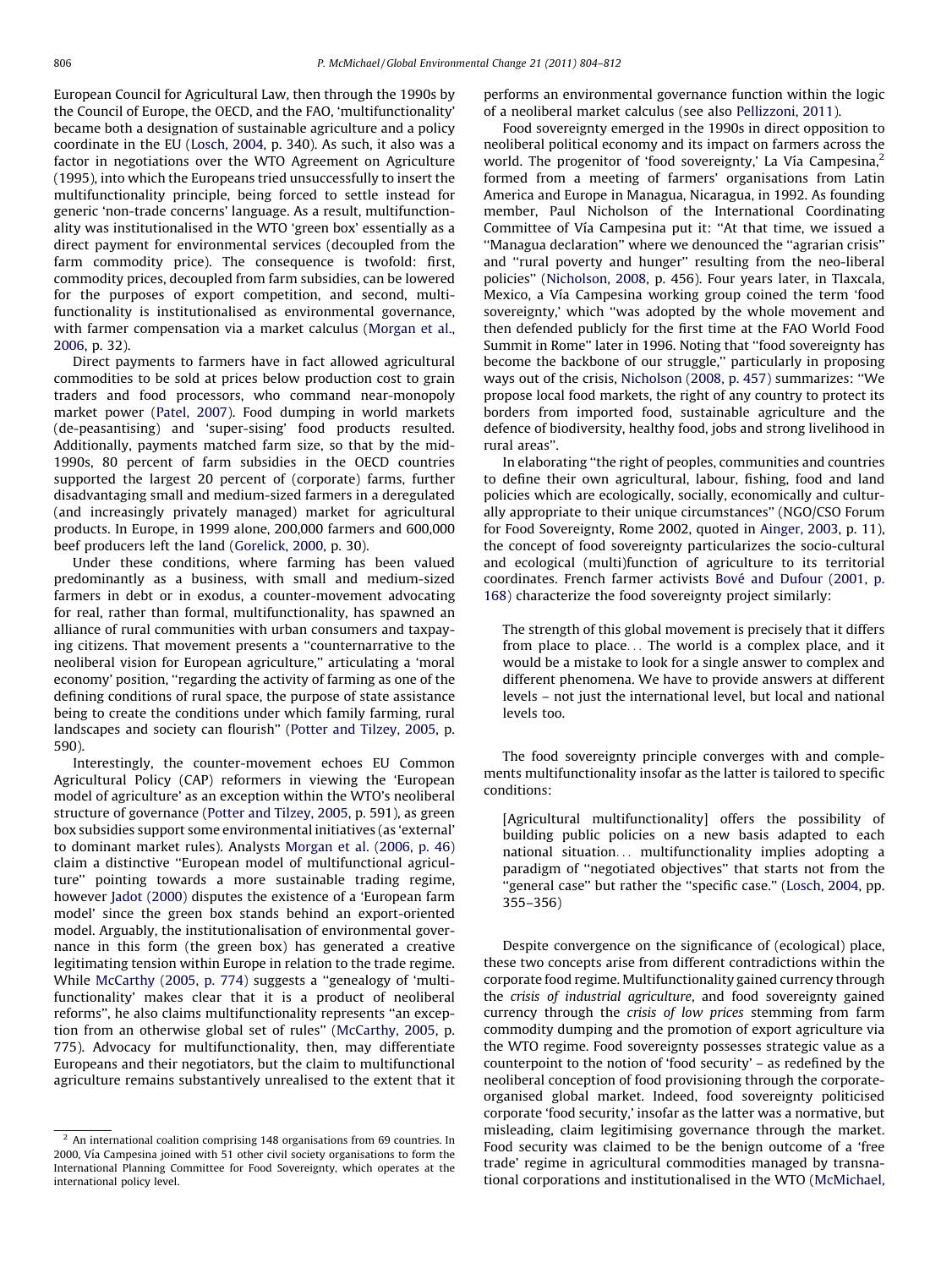European Council for Agricultural Law, then through the 1990s by the Council of Europe, the OECD, and the FAO, 'multifunctionality' became both a designation of sustainable agriculture and a policy coordinate in the EU (Losch, 2004, p. 340). As such, it also was a factor in negotiations over the WTO Agreement on Agriculture (1995), into which the Europeans tried unsuccessfully to insert the multifunctionality principle, being forced to settle instead for generic 'non-trade concerns' language. As a result, multifunctionality was institutionalised in the WTO 'green box' essentially as a direct payment for environmental services (decoupled from the farm commodity price). The consequence is twofold: first, commodity prices, decoupled from farm subsidies, can be lowered for the purposes of export competition, and second, multifunctionality is institutionalised as environmental governance, with farmer compensation via a market calculus (Morgan et al., 2006, p. 32).

Direct payments to farmers have in fact allowed agricultural commodities to be sold at prices below production cost to grain traders and food processors, who command near-monopoly market power (Patel, 2007). Food dumping in world markets (de-peasantising) and 'super-sising' food products resulted. Additionally, payments matched farm size, so that by the mid-1990s, 80 percent of farm subsidies in the OECD countries supported the largest 20 percent of (corporate) farms, further disadvantaging small and medium-sized farmers in a deregulated (and increasingly privately managed) market for agricultural products. In Europe, in 1999 alone, 200,000 farmers and 600,000 beef producers left the land (Gorelick, 2000, p. 30).

Under these conditions, where farming has been valued predominantly as a business, with small and medium-sized farmers in debt or in exodus, a counter-movement advocating for real, rather than formal, multifunctionality, has spawned an alliance of rural communities with urban consumers and taxpaying citizens. That movement presents a "counternarrative to the neoliberal vision for European agriculture," articulating a 'moral economy' position, "regarding the activity of farming as one of the defining conditions of rural space, the purpose of state assistance being to create the conditions under which family farming, rural landscapes and society can flourish" (Potter and Tilzey, 2005, p. 590).

Interestingly, the counter-movement echoes EU Common Agricultural Policy (CAP) reformers in viewing the 'European model of agriculture' as an exception within the WTO's neoliberal structure of governance (Potter and Tilzey, 2005, p. 591), as green box subsidies support some environmental initiatives (as 'external' to dominant market rules). Analysts Morgan et al. (2006, p. 46) claim a distinctive "European model of multifunctional agriculture" pointing towards a more sustainable trading regime, however Jadot (2000) disputes the existence of a 'European farm model' since the green box stands behind an export-oriented model. Arguably, the institutionalisation of environmental governance in this form (the green box) has generated a creative legitimating tension within Europe in relation to the trade regime. While McCarthy (2005, p. 774) suggests a "genealogy of 'multi-functionality' makes clear that it is a product of neoliberal reforms", he also claims multifunctionality represents "an exception from an otherwise global set of rules" (McCarthy, 2005, p. 775). Advocacy for multifunctionality, then, may differentiate Europeans and their negotiators, but the claim to multifunctional agriculture remains substantively unrealised to the extent that it performs an environmental governance function within the logic of a neoliberal market calculus (see also Pellizzoni, 2011).

Food sovereignty emerged in the 1990s in direct opposition to neoliberal political economy and its impact on farmers across the world. The progenitor of 'food sovereignty,' La Vía Campesina,[2] formed from a meeting of farmers' organisations from Latin America and Europe in Managua, Nicaragua, in 1992. As founding member, Paul Nicholson of the International Coordinating Committee of Vía Campesina put it: "At that time, we issued a "Managua declaration" where we denounced the "agrarian crisis" and "rural poverty and hunger" resulting from the neo-liberal policies" (Nicholson, 2008, p. 456). Four years later, in Tlaxcala, Mexico, a Vía Campesina working group coined the term 'food sovereignty,' which "was adopted by the whole movement and then defended publicly for the first time at the FAO World Food Summit in Rome" later in 1996. Noting that "food sovereignty has become the backbone of our struggle," particularly in proposing ways out of the crisis, Nicholson (2008, p. 457) summarizes: "We propose local food markets, the right of any country to protect its borders from imported food, sustainable agriculture and the defence of biodiversity, healthy food, jobs and strong livelihood in rural areas".

In elaborating "the right of peoples, communities and countries to define their own agricultural, labour, fishing, food and land policies which are ecologically, socially, economically and culturally appropriate to their unique circumstances" (NGO/CSO Forum for Food Sovereignty, Rome 2002, quoted in Ainger, 2003, p. 11), the concept of food sovereignty particularizes the socio-cultural and ecological (multi)function of agriculture to its territorial coordinates. French farmer activists Bové and Dufour (2001, p. 168) characterize the food sovereignty project similarly:

> The strength of this global movement is precisely that it differs from place to place... The world is a complex place, and it would be a mistake to look for a single answer to complex and different phenomena. We have to provide answers at different levels – not just the international level, but local and national levels too.

The food sovereignty principle converges with and complements multifunctionality insofar as the latter is tailored to specific conditions:

> [Agricultural multifunctionality] offers the possibility of building public policies on a new basis adapted to each national situation... multifunctionality implies adopting a paradigm of "negotiated objectives" that starts not from the "general case" but rather the "specific case." (Losch, 2004, pp. 355–356)

Despite convergence on the significance of (ecological) place, these two concepts arise from different contradictions within the corporate food regime. Multifunctionality gained currency through the *crisis of industrial agriculture*, and food sovereignty gained currency through the *crisis of low prices* stemming from farm commodity dumping and the promotion of export agriculture via the WTO regime. Food sovereignty possesses strategic value as a counterpoint to the notion of 'food security' – as redefined by the neoliberal conception of food provisioning through the corporate-organised global market. Indeed, food sovereignty politicised corporate 'food security,' insofar as the latter was a normative, but misleading, claim legitimising governance through the market. Food security was claimed to be the benign outcome of a 'free trade' regime in agricultural commodities managed by transnational corporations and institutionalised in the WTO (McMichael,

---

[2] An international coalition comprising 148 organisations from 69 countries. In 2000, Vía Campesina joined with 51 other civil society organisations to form the International Planning Committee for Food Sovereignty, which operates at the international policy level.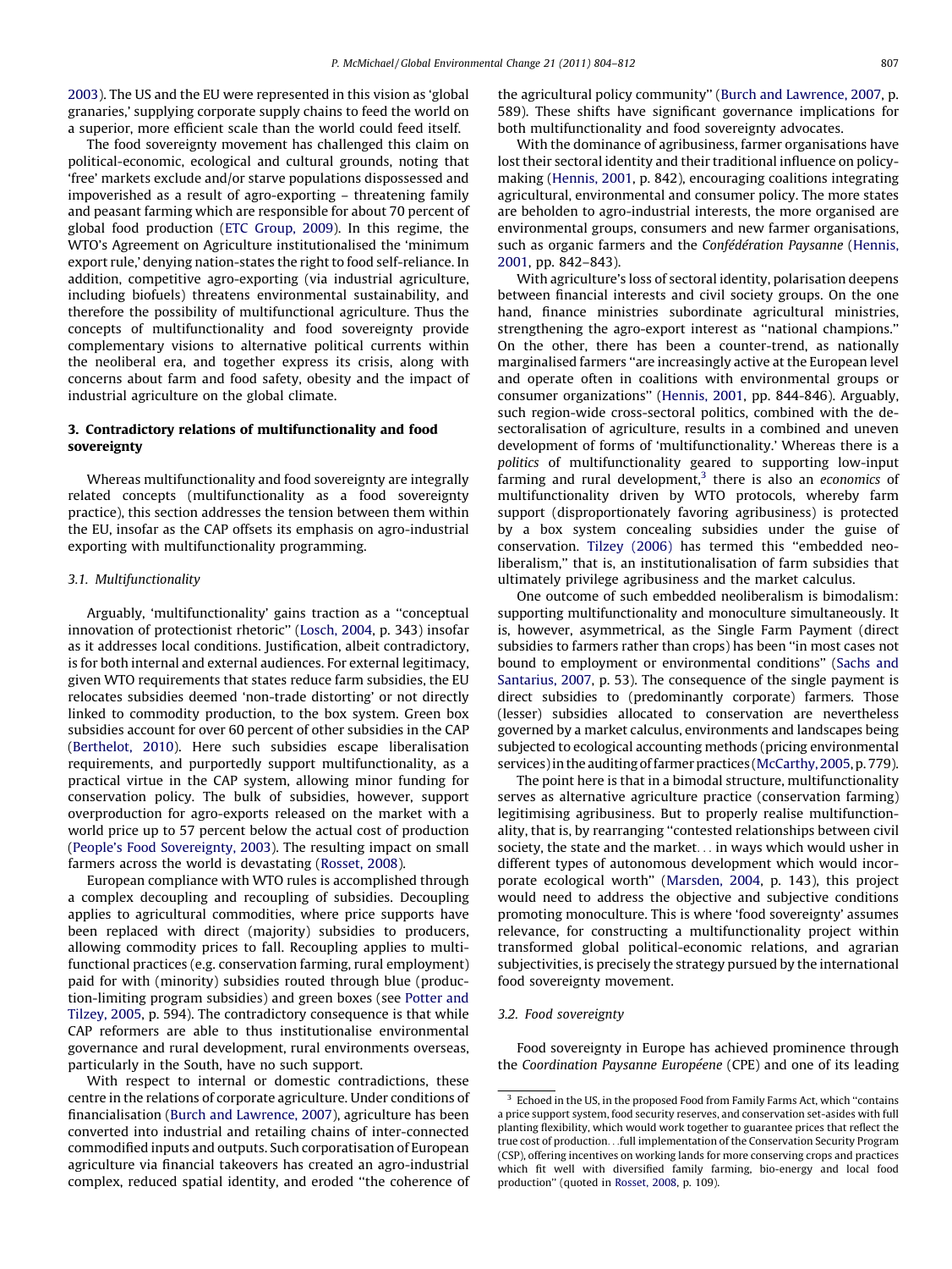2003). The US and the EU were represented in this vision as 'global granaries,' supplying corporate supply chains to feed the world on a superior, more efficient scale than the world could feed itself.

The food sovereignty movement has challenged this claim on political-economic, ecological and cultural grounds, noting that 'free' markets exclude and/or starve populations dispossessed and impoverished as a result of agro-exporting – threatening family and peasant farming which are responsible for about 70 percent of global food production (ETC Group, 2009). In this regime, the WTO's Agreement on Agriculture institutionalised the 'minimum export rule,' denying nation-states the right to food self-reliance. In addition, competitive agro-exporting (via industrial agriculture, including biofuels) threatens environmental sustainability, and therefore the possibility of multifunctional agriculture. Thus the concepts of multifunctionality and food sovereignty provide complementary visions to alternative political currents within the neoliberal era, and together express its crisis, along with concerns about farm and food safety, obesity and the impact of industrial agriculture on the global climate.

## 3. Contradictory relations of multifunctionality and food sovereignty

Whereas multifunctionality and food sovereignty are integrally related concepts (multifunctionality as a food sovereignty practice), this section addresses the tension between them within the EU, insofar as the CAP offsets its emphasis on agro-industrial exporting with multifunctionality programming.

### 3.1. Multifunctionality

Arguably, 'multifunctionality' gains traction as a "conceptual innovation of protectionist rhetoric" (Losch, 2004, p. 343) insofar as it addresses local conditions. Justification, albeit contradictory, is for both internal and external audiences. For external legitimacy, given WTO requirements that states reduce farm subsidies, the EU relocates subsidies deemed 'non-trade distorting' or not directly linked to commodity production, to the box system. Green box subsidies account for over 60 percent of other subsidies in the CAP (Berthelot, 2010). Here such subsidies escape liberalisation requirements, and purportedly support multifunctionality, as a practical virtue in the CAP system, allowing minor funding for conservation policy. The bulk of subsidies, however, support overproduction for agro-exports released on the market with a world price up to 57 percent below the actual cost of production (People's Food Sovereignty, 2003). The resulting impact on small farmers across the world is devastating (Rosset, 2008).

European compliance with WTO rules is accomplished through a complex decoupling and recoupling of subsidies. Decoupling applies to agricultural commodities, where price supports have been replaced with direct (majority) subsidies to producers, allowing commodity prices to fall. Recoupling applies to multifunctional practices (e.g. conservation farming, rural employment) paid for with (minority) subsidies routed through blue (production-limiting program subsidies) and green boxes (see Potter and Tilzey, 2005, p. 594). The contradictory consequence is that while CAP reformers are able to thus institutionalise environmental governance and rural development, rural environments overseas, particularly in the South, have no such support.

With respect to internal or domestic contradictions, these centre in the relations of corporate agriculture. Under conditions of financialisation (Burch and Lawrence, 2007), agriculture has been converted into industrial and retailing chains of inter-connected commodified inputs and outputs. Such corporatisation of European agriculture via financial takeovers has created an agro-industrial complex, reduced spatial identity, and eroded "the coherence of the agricultural policy community" (Burch and Lawrence, 2007, p. 589). These shifts have significant governance implications for both multifunctionality and food sovereignty advocates.

With the dominance of agribusiness, farmer organisations have lost their sectoral identity and their traditional influence on policy-making (Hennis, 2001, p. 842), encouraging coalitions integrating agricultural, environmental and consumer policy. The more states are beholden to agro-industrial interests, the more organised are environmental groups, consumers and new farmer organisations, such as organic farmers and the *Confédération Paysanne* (Hennis, 2001, pp. 842–843).

With agriculture's loss of sectoral identity, polarisation deepens between financial interests and civil society groups. On the one hand, finance ministries subordinate agricultural ministries, strengthening the agro-export interest as "national champions." On the other, there has been a counter-trend, as nationally marginalised farmers "are increasingly active at the European level and operate often in coalitions with environmental groups or consumer organizations" (Hennis, 2001, pp. 844-846). Arguably, such region-wide cross-sectoral politics, combined with the de-sectoralisation of agriculture, results in a combined and uneven development of forms of 'multifunctionality.' Whereas there is a *politics* of multifunctionality geared to supporting low-input farming and rural development,[3] there is also an *economics* of multifunctionality driven by WTO protocols, whereby farm support (disproportionately favoring agribusiness) is protected by a box system concealing subsidies under the guise of conservation. Tilzey (2006) has termed this "embedded neo-liberalism," that is, an institutionalisation of farm subsidies that ultimately privilege agribusiness and the market calculus.

One outcome of such embedded neoliberalism is bimodalism: supporting multifunctionality and monoculture simultaneously. It is, however, asymmetrical, as the Single Farm Payment (direct subsidies to farmers rather than crops) has been "in most cases not bound to employment or environmental conditions" (Sachs and Santarius, 2007, p. 53). The consequence of the single payment is direct subsidies to (predominantly corporate) farmers. Those (lesser) subsidies allocated to conservation are nevertheless governed by a market calculus, environments and landscapes being subjected to ecological accounting methods (pricing environmental services) in the auditing of farmer practices (McCarthy, 2005, p. 779).

The point here is that in a bimodal structure, multifunctionality serves as alternative agriculture practice (conservation farming) legitimising agribusiness. But to properly realise multifunctionality, that is, by rearranging "contested relationships between civil society, the state and the market... in ways which would usher in different types of autonomous development which would incorporate ecological worth" (Marsden, 2004, p. 143), this project would need to address the objective and subjective conditions promoting monoculture. This is where 'food sovereignty' assumes relevance, for constructing a multifunctionality project within transformed global political-economic relations, and agrarian subjectivities, is precisely the strategy pursued by the international food sovereignty movement.

### 3.2. Food sovereignty

Food sovereignty in Europe has achieved prominence through the *Coordination Paysanne Européene* (CPE) and one of its leading

---

[3] Echoed in the US, in the proposed Food from Family Farms Act, which "contains a price support system, food security reserves, and conservation set-asides with full planting flexibility, which would work together to guarantee prices that reflect the true cost of production...full implementation of the Conservation Security Program (CSP), offering incentives on working lands for more conserving crops and practices which fit well with diversified family farming, bio-energy and local food production" (quoted in Rosset, 2008, p. 109).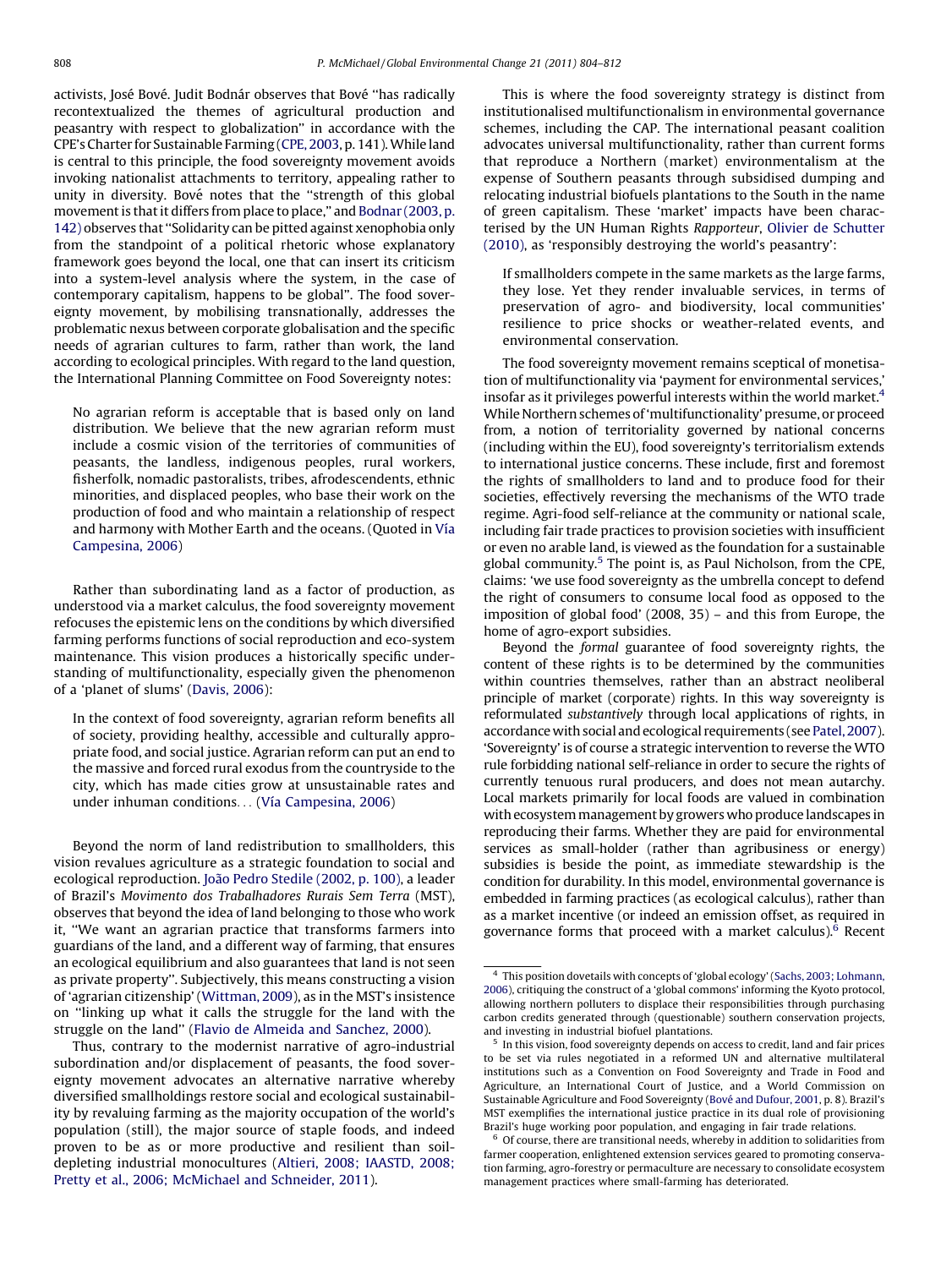activists, José Bové. Judit Bodnár observes that Bové "has radically recontextualized the themes of agricultural production and peasantry with respect to globalization" in accordance with the CPE's Charter for Sustainable Farming (CPE, 2003, p. 141). While land is central to this principle, the food sovereignty movement avoids invoking nationalist attachments to territory, appealing rather to unity in diversity. Bové notes that the "strength of this global movement is that it differs from place to place," and Bodnar (2003, p. 142) observes that "Solidarity can be pitted against xenophobia only from the standpoint of a political rhetoric whose explanatory framework goes beyond the local, one that can insert its criticism into a system-level analysis where the system, in the case of contemporary capitalism, happens to be global". The food sovereignty movement, by mobilising transnationally, addresses the problematic nexus between corporate globalisation and the specific needs of agrarian cultures to farm, rather than work, the land according to ecological principles. With regard to the land question, the International Planning Committee on Food Sovereignty notes:

> No agrarian reform is acceptable that is based only on land distribution. We believe that the new agrarian reform must include a cosmic vision of the territories of communities of peasants, the landless, indigenous peoples, rural workers, fisherfolk, nomadic pastoralists, tribes, afrodescendents, ethnic minorities, and displaced peoples, who base their work on the production of food and who maintain a relationship of respect and harmony with Mother Earth and the oceans. (Quoted in Vía Campesina, 2006)

Rather than subordinating land as a factor of production, as understood via a market calculus, the food sovereignty movement refocuses the epistemic lens on the conditions by which diversified farming performs functions of social reproduction and eco-system maintenance. This vision produces a historically specific understanding of multifunctionality, especially given the phenomenon of a 'planet of slums' (Davis, 2006):

> In the context of food sovereignty, agrarian reform benefits all of society, providing healthy, accessible and culturally appropriate food, and social justice. Agrarian reform can put an end to the massive and forced rural exodus from the countryside to the city, which has made cities grow at unsustainable rates and under inhuman conditions... (Vía Campesina, 2006)

Beyond the norm of land redistribution to smallholders, this vision revalues agriculture as a strategic foundation to social and ecological reproduction. João Pedro Stedile (2002, p. 100), a leader of Brazil's *Movimento dos Trabalhadores Rurais Sem Terra* (MST), observes that beyond the idea of land belonging to those who work it, "We want an agrarian practice that transforms farmers into guardians of the land, and a different way of farming, that ensures an ecological equilibrium and also guarantees that land is not seen as private property". Subjectively, this means constructing a vision of 'agrarian citizenship' (Wittman, 2009), as in the MST's insistence on "linking up what it calls the struggle for the land with the struggle on the land" (Flavio de Almeida and Sanchez, 2000).

Thus, contrary to the modernist narrative of agro-industrial subordination and/or displacement of peasants, the food sovereignty movement advocates an alternative narrative whereby diversified smallholdings restore social and ecological sustainability by revaluing farming as the majority occupation of the world's population (still), the major source of staple foods, and indeed proven to be as or more productive and resilient than soil-depleting industrial monocultures (Altieri, 2008; IAASTD, 2008; Pretty et al., 2006; McMichael and Schneider, 2011).

This is where the food sovereignty strategy is distinct from institutionalised multifunctionalism in environmental governance schemes, including the CAP. The international peasant coalition advocates universal multifunctionality, rather than current forms that reproduce a Northern (market) environmentalism at the expense of Southern peasants through subsidised dumping and relocating industrial biofuels plantations to the South in the name of green capitalism. These 'market' impacts have been characterised by the UN Human Rights *Rapporteur*, Olivier de Schutter (2010), as 'responsibly destroying the world's peasantry':

> If smallholders compete in the same markets as the large farms, they lose. Yet they render invaluable services, in terms of preservation of agro- and biodiversity, local communities' resilience to price shocks or weather-related events, and environmental conservation.

The food sovereignty movement remains sceptical of monetisation of multifunctionality via 'payment for environmental services,' insofar as it privileges powerful interests within the world market.[4] While Northern schemes of 'multifunctionality' presume, or proceed from, a notion of territoriality governed by national concerns (including within the EU), food sovereignty's territorialism extends to international justice concerns. These include, first and foremost the rights of smallholders to land and to produce food for their societies, effectively reversing the mechanisms of the WTO trade regime. Agri-food self-reliance at the community or national scale, including fair trade practices to provision societies with insufficient or even no arable land, is viewed as the foundation for a sustainable global community.[5] The point is, as Paul Nicholson, from the CPE, claims: 'we use food sovereignty as the umbrella concept to defend the right of consumers to consume local food as opposed to the imposition of global food' (2008, 35) – and this from Europe, the home of agro-export subsidies.

Beyond the *formal* guarantee of food sovereignty rights, the content of these rights is to be determined by the communities within countries themselves, rather than an abstract neoliberal principle of market (corporate) rights. In this way sovereignty is reformulated *substantively* through local applications of rights, in accordance with social and ecological requirements (see Patel, 2007). 'Sovereignty' is of course a strategic intervention to reverse the WTO rule forbidding national self-reliance in order to secure the rights of currently tenuous rural producers, and does not mean autarchy. Local markets primarily for local foods are valued in combination with ecosystem management by growers who produce landscapes in reproducing their farms. Whether they are paid for environmental services as small-holder (rather than agribusiness or energy) subsidies is beside the point, as immediate stewardship is the condition for durability. In this model, environmental governance is embedded in farming practices (as ecological calculus), rather than as a market incentive (or indeed an emission offset, as required in governance forms that proceed with a market calculus).[6] Recent

---

[4] This position dovetails with concepts of 'global ecology' (Sachs, 2003; Lohmann, 2006), critiquing the construct of a 'global commons' informing the Kyoto protocol, allowing northern polluters to displace their responsibilities through purchasing carbon credits generated through (questionable) southern conservation projects, and investing in industrial biofuel plantations.

[5] In this vision, food sovereignty depends on access to credit, land and fair prices to be set via rules negotiated in a reformed UN and alternative multilateral institutions such as a Convention on Food Sovereignty and Trade in Food and Agriculture, an International Court of Justice, and a World Commission on Sustainable Agriculture and Food Sovereignty (Bové and Dufour, 2001, p. 8). Brazil's MST exemplifies the international justice practice in its dual role of provisioning Brazil's huge working poor population, and engaging in fair trade relations.

[6] Of course, there are transitional needs, whereby in addition to solidarities from farmer cooperation, enlightened extension services geared to promoting conservation farming, agro-forestry or permaculture are necessary to consolidate ecosystem management practices where small-farming has deteriorated.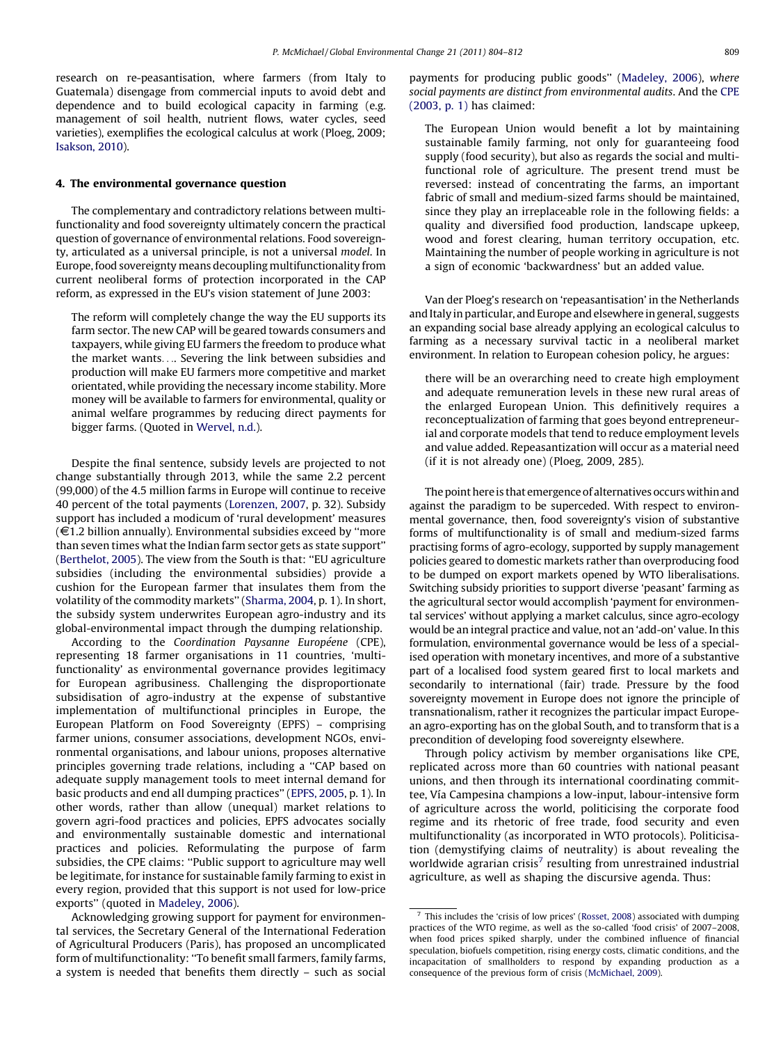research on re-peasantisation, where farmers (from Italy to Guatemala) disengage from commercial inputs to avoid debt and dependence and to build ecological capacity in farming (e.g. management of soil health, nutrient flows, water cycles, seed varieties), exemplifies the ecological calculus at work (Ploeg, 2009; Isakson, 2010).

## 4. The environmental governance question

The complementary and contradictory relations between multifunctionality and food sovereignty ultimately concern the practical question of governance of environmental relations. Food sovereignty, articulated as a universal principle, is not a universal *model*. In Europe, food sovereignty means decoupling multifunctionality from current neoliberal forms of protection incorporated in the CAP reform, as expressed in the EU's vision statement of June 2003:

> The reform will completely change the way the EU supports its farm sector. The new CAP will be geared towards consumers and taxpayers, while giving EU farmers the freedom to produce what the market wants.... Severing the link between subsidies and production will make EU farmers more competitive and market orientated, while providing the necessary income stability. More money will be available to farmers for environmental, quality or animal welfare programmes by reducing direct payments for bigger farms. (Quoted in Wervel, n.d.).

Despite the final sentence, subsidy levels are projected to not change substantially through 2013, while the same 2.2 percent (99,000) of the 4.5 million farms in Europe will continue to receive 40 percent of the total payments (Lorenzen, 2007, p. 32). Subsidy support has included a modicum of 'rural development' measures (€1.2 billion annually). Environmental subsidies exceed by "more than seven times what the Indian farm sector gets as state support" (Berthelot, 2005). The view from the South is that: "EU agriculture subsidies (including the environmental subsidies) provide a cushion for the European farmer that insulates them from the volatility of the commodity markets" (Sharma, 2004, p. 1). In short, the subsidy system underwrites European agro-industry and its global-environmental impact through the dumping relationship.

According to the *Coordination Paysanne Européene* (CPE), representing 18 farmer organisations in 11 countries, 'multifunctionality' as environmental governance provides legitimacy for European agribusiness. Challenging the disproportionate subsidisation of agro-industry at the expense of substantive implementation of multifunctional principles in Europe, the European Platform on Food Sovereignty (EPFS) – comprising farmer unions, consumer associations, development NGOs, environmental organisations, and labour unions, proposes alternative principles governing trade relations, including a "CAP based on adequate supply management tools to meet internal demand for basic products and end all dumping practices" (EPFS, 2005, p. 1). In other words, rather than allow (unequal) market relations to govern agri-food practices and policies, EPFS advocates socially and environmentally sustainable domestic and international practices and policies. Reformulating the purpose of farm subsidies, the CPE claims: "Public support to agriculture may well be legitimate, for instance for sustainable family farming to exist in every region, provided that this support is not used for low-price exports" (quoted in Madeley, 2006).

Acknowledging growing support for payment for environmental services, the Secretary General of the International Federation of Agricultural Producers (Paris), has proposed an uncomplicated form of multifunctionality: "To benefit small farmers, family farms, a system is needed that benefits them directly – such as social payments for producing public goods" (Madeley, 2006), *where social payments are distinct from environmental audits*. And the CPE (2003, p. 1) has claimed:

> The European Union would benefit a lot by maintaining sustainable family farming, not only for guaranteeing food supply (food security), but also as regards the social and multifunctional role of agriculture. The present trend must be reversed: instead of concentrating the farms, an important fabric of small and medium-sized farms should be maintained, since they play an irreplaceable role in the following fields: a quality and diversified food production, landscape upkeep, wood and forest clearing, human territory occupation, etc. Maintaining the number of people working in agriculture is not a sign of economic 'backwardness' but an added value.

Van der Ploeg's research on 'repeasantisation' in the Netherlands and Italy in particular, and Europe and elsewhere in general, suggests an expanding social base already applying an ecological calculus to farming as a necessary survival tactic in a neoliberal market environment. In relation to European cohesion policy, he argues:

> there will be an overarching need to create high employment and adequate remuneration levels in these new rural areas of the enlarged European Union. This definitively requires a reconceptualization of farming that goes beyond entrepreneurial and corporate models that tend to reduce employment levels and value added. Repeasantization will occur as a material need (if it is not already one) (Ploeg, 2009, 285).

The point here is that emergence of alternatives occurs within and against the paradigm to be superceded. With respect to environmental governance, then, food sovereignty's vision of substantive forms of multifunctionality is of small and medium-sized farms practising forms of agro-ecology, supported by supply management policies geared to domestic markets rather than overproducing food to be dumped on export markets opened by WTO liberalisations. Switching subsidy priorities to support diverse 'peasant' farming as the agricultural sector would accomplish 'payment for environmental services' without applying a market calculus, since agro-ecology would be an integral practice and value, not an 'add-on' value. In this formulation, environmental governance would be less of a specialised operation with monetary incentives, and more of a substantive part of a localised food system geared first to local markets and secondarily to international (fair) trade. Pressure by the food sovereignty movement in Europe does not ignore the principle of transnationalism, rather it recognizes the particular impact European agro-exporting has on the global South, and to transform that is a precondition of developing food sovereignty elsewhere.

Through policy activism by member organisations like CPE, replicated across more than 60 countries with national peasant unions, and then through its international coordinating committee, Vía Campesina champions a low-input, labour-intensive form of agriculture across the world, politicising the corporate food regime and its rhetoric of free trade, food security and even multifunctionality (as incorporated in WTO protocols). Politicisation (demystifying claims of neutrality) is about revealing the worldwide agrarian crisis[7] resulting from unrestrained industrial agriculture, as well as shaping the discursive agenda. Thus:

[7] This includes the 'crisis of low prices' (Rosset, 2008) associated with dumping practices of the WTO regime, as well as the so-called 'food crisis' of 2007–2008, when food prices spiked sharply, under the combined influence of financial speculation, biofuels competition, rising energy costs, climatic conditions, and the incapacitation of smallholders to respond by expanding production as a consequence of the previous form of crisis (McMichael, 2009).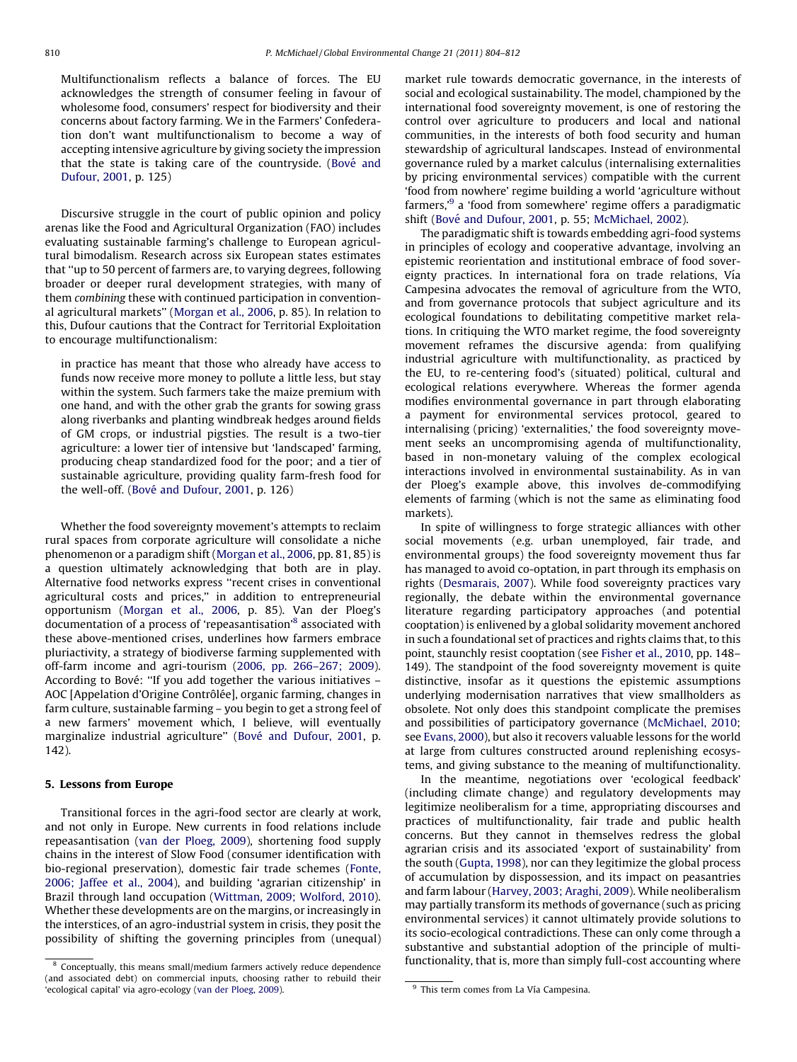> Multifunctionalism reflects a balance of forces. The EU acknowledges the strength of consumer feeling in favour of wholesome food, consumers' respect for biodiversity and their concerns about factory farming. We in the Farmers' Confederation don't want multifunctionalism to become a way of accepting intensive agriculture by giving society the impression that the state is taking care of the countryside. (Bové and Dufour, 2001, p. 125)

Discursive struggle in the court of public opinion and policy arenas like the Food and Agricultural Organization (FAO) includes evaluating sustainable farming's challenge to European agricultural bimodalism. Research across six European states estimates that "up to 50 percent of farmers are, to varying degrees, following broader or deeper rural development strategies, with many of them *combining* these with continued participation in conventional agricultural markets" (Morgan et al., 2006, p. 85). In relation to this, Dufour cautions that the Contract for Territorial Exploitation to encourage multifunctionalism:

> in practice has meant that those who already have access to funds now receive more money to pollute a little less, but stay within the system. Such farmers take the maize premium with one hand, and with the other grab the grants for sowing grass along riverbanks and planting windbreak hedges around fields of GM crops, or industrial pigsties. The result is a two-tier agriculture: a lower tier of intensive but 'landscaped' farming, producing cheap standardized food for the poor; and a tier of sustainable agriculture, providing quality farm-fresh food for the well-off. (Bové and Dufour, 2001, p. 126)

Whether the food sovereignty movement's attempts to reclaim rural spaces from corporate agriculture will consolidate a niche phenomenon or a paradigm shift (Morgan et al., 2006, pp. 81, 85) is a question ultimately acknowledging that both are in play. Alternative food networks express "recent crises in conventional agricultural costs and prices," in addition to entrepreneurial opportunism (Morgan et al., 2006, p. 85). Van der Ploeg's documentation of a process of 'repeasantisation'[8] associated with these above-mentioned crises, underlines how farmers embrace pluriactivity, a strategy of biodiverse farming supplemented with off-farm income and agri-tourism (2006, pp. 266–267; 2009). According to Bové: "If you add together the various initiatives – AOC [Appelation d'Origine Contrôlée], organic farming, changes in farm culture, sustainable farming – you begin to get a strong feel of a new farmers' movement which, I believe, will eventually marginalize industrial agriculture" (Bové and Dufour, 2001, p. 142).

## 5. Lessons from Europe

Transitional forces in the agri-food sector are clearly at work, and not only in Europe. New currents in food relations include repeasantisation (van der Ploeg, 2009), shortening food supply chains in the interest of Slow Food (consumer identification with bio-regional preservation), domestic fair trade schemes (Fonte, 2006; Jaffee et al., 2004), and building 'agrarian citizenship' in Brazil through land occupation (Wittman, 2009; Wolford, 2010). Whether these developments are on the margins, or increasingly in the interstices, of an agro-industrial system in crisis, they posit the possibility of shifting the governing principles from (unequal) market rule towards democratic governance, in the interests of social and ecological sustainability. The model, championed by the international food sovereignty movement, is one of restoring the control over agriculture to producers and local and national communities, in the interests of both food security and human stewardship of agricultural landscapes. Instead of environmental governance ruled by a market calculus (internalising externalities by pricing environmental services) compatible with the current 'food from nowhere' regime building a world 'agriculture without farmers,'[9] a 'food from somewhere' regime offers a paradigmatic shift (Bové and Dufour, 2001, p. 55; McMichael, 2002).

The paradigmatic shift is towards embedding agri-food systems in principles of ecology and cooperative advantage, involving an epistemic reorientation and institutional embrace of food sovereignty practices. In international fora on trade relations, Vía Campesina advocates the removal of agriculture from the WTO, and from governance protocols that subject agriculture and its ecological foundations to debilitating competitive market relations. In critiquing the WTO market regime, the food sovereignty movement reframes the discursive agenda: from qualifying industrial agriculture with multifunctionality, as practiced by the EU, to re-centering food's (situated) political, cultural and ecological relations everywhere. Whereas the former agenda modifies environmental governance in part through elaborating a payment for environmental services protocol, geared to internalising (pricing) 'externalities,' the food sovereignty movement seeks an uncompromising agenda of multifunctionality, based in non-monetary valuing of the complex ecological interactions involved in environmental sustainability. As in van der Ploeg's example above, this involves de-commodifying elements of farming (which is not the same as eliminating food markets).

In spite of willingness to forge strategic alliances with other social movements (e.g. urban unemployed, fair trade, and environmental groups) the food sovereignty movement thus far has managed to avoid co-optation, in part through its emphasis on rights (Desmarais, 2007). While food sovereignty practices vary regionally, the debate within the environmental governance literature regarding participatory approaches (and potential cooptation) is enlivened by a global solidarity movement anchored in such a foundational set of practices and rights claims that, to this point, staunchly resist cooptation (see Fisher et al., 2010, pp. 148–149). The standpoint of the food sovereignty movement is quite distinctive, insofar as it questions the epistemic assumptions underlying modernisation narratives that view smallholders as obsolete. Not only does this standpoint complicate the premises and possibilities of participatory governance (McMichael, 2010; see Evans, 2000), but also it recovers valuable lessons for the world at large from cultures constructed around replenishing ecosystems, and giving substance to the meaning of multifunctionality.

In the meantime, negotiations over 'ecological feedback' (including climate change) and regulatory developments may legitimize neoliberalism for a time, appropriating discourses and practices of multifunctionality, fair trade and public health concerns. But they cannot in themselves redress the global agrarian crisis and its associated 'export of sustainability' from the south (Gupta, 1998), nor can they legitimize the global process of accumulation by dispossession, and its impact on peasantries and farm labour (Harvey, 2003; Araghi, 2009). While neoliberalism may partially transform its methods of governance (such as pricing environmental services) it cannot ultimately provide solutions to its socio-ecological contradictions. These can only come through a substantive and substantial adoption of the principle of multifunctionality, that is, more than simply full-cost accounting where

[8] Conceptually, this means small/medium farmers actively reduce dependence (and associated debt) on commercial inputs, choosing rather to rebuild their 'ecological capital' via agro-ecology (van der Ploeg, 2009).

[9] This term comes from La Vía Campesina.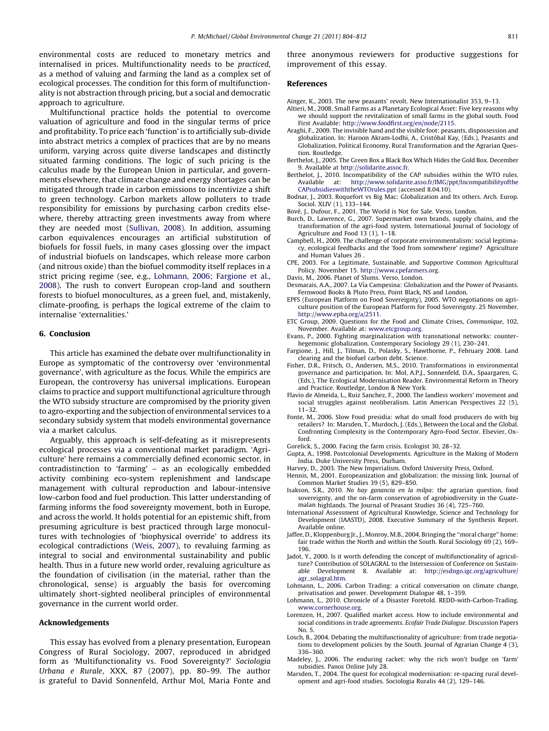environmental costs are reduced to monetary metrics and internalised in prices. Multifunctionality needs to be *practiced*, as a method of valuing and farming the land as a complex set of ecological processes. The condition for this form of multifunctionality is not abstraction through pricing, but a social and democratic approach to agriculture.

Multifunctional practice holds the potential to overcome valuation of agriculture and food in the singular terms of price and profitability. To price each 'function' is to artificially sub-divide into abstract metrics a complex of practices that are by no means uniform, varying across quite diverse landscapes and distinctly situated farming conditions. The logic of such pricing is the calculus made by the European Union in particular, and governments elsewhere, that climate change and energy shortages can be mitigated through trade in carbon emissions to incentivize a shift to green technology. Carbon markets allow polluters to trade responsibility for emissions by purchasing carbon credits elsewhere, thereby attracting green investments away from where they are needed most (Sullivan, 2008). In addition, assuming carbon equivalences encourages an artificial substitution of biofuels for fossil fuels, in many cases glossing over the impact of industrial biofuels on landscapes, which release more carbon (and nitrous oxide) than the biofuel commodity itself replaces in a strict pricing regime (see, e.g., Lohmann, 2006; Fargione et al., 2008). The rush to convert European crop-land and southern forests to biofuel monocultures, as a green fuel, and, mistakenly, climate-proofing, is perhaps the logical extreme of the claim to internalise 'externalities.'

## 6. Conclusion

This article has examined the debate over multifunctionality in Europe as symptomatic of the controversy over 'environmental governance', with agriculture as the focus. While the empirics are European, the controversy has universal implications. European claims to practice and support multifunctional agriculture through the WTO subsidy structure are compromised by the priority given to agro-exporting and the subjection of environmental services to a secondary subsidy system that models environmental governance via a market calculus.

Arguably, this approach is self-defeating as it misrepresents ecological processes via a conventional market paradigm. 'Agriculture' here remains a commercially defined economic sector, in contradistinction to 'farming' – as an ecologically embedded activity combining eco-system replenishment and landscape management with cultural reproduction and labour-intensive low-carbon food and fuel production. This latter understanding of farming informs the food sovereignty movement, both in Europe, and across the world. It holds potential for an epistemic shift, from presuming agriculture is best practiced through large monocultures with technologies of 'biophysical override' to address its ecological contradictions (Weis, 2007), to revaluing farming as integral to social and environmental sustainability and public health. Thus in a future new world order, revaluing agriculture as the foundation of civilisation (in the material, rather than the chronological, sense) is arguably the basis for overcoming ultimately short-sighted neoliberal principles of environmental governance in the current world order.

## Acknowledgements

This essay has evolved from a plenary presentation, European Congress of Rural Sociology, 2007, reproduced in abridged form as 'Multifunctionality vs. Food Sovereignty?' *Sociologia Urbana e Rurale*, XXX, 87 (2007), pp. 80–99. The author is grateful to David Sonnenfeld, Arthur Mol, Maria Fonte and three anonymous reviewers for productive suggestions for improvement of this essay.

## References

Ainger, K., 2003. The new peasants' revolt. New Internationalist 353, 9–13.

Altieri, M., 2008. Small Farms as a Planetary Ecological Asset: Five key reasons why we should support the revitalization of small farms in the global south. Food First Available: http://www.foodfirst.org/en/node/2115.

Araghi, F., 2009. The invisible hand and the visible foot: peasants, dispossession and globalization. In: Haroon Akram-Lodhi, A., Cristóbal Kay, (Eds.), Peasants and Globalization. Political Economy, Rural Transformation and the Agrarian Question. Routledge.

Berthelot, J., 2005. The Green Box a Black Box Which Hides the Gold Box. December 9. Available at http://solidarite.assoc.fr.

Berthelot, J., 2010. Incompatibility of the CAP subsidies within the WTO rules. Available at: http://www.solidarite.asso.fr/IMG/ppt/IncompatibilityoftheCAPsubsidieswiththeWTOrules.ppt (accessed 8.04.10).

Bodnar, J., 2003. Roquefort vs Big Mac: Globalization and Its others. Arch. Europ. Sociol. XLIV (1), 133–144.

Bové, J., Dufour, F., 2001. The World is Not for Sale. Verso, London.

Burch, D., Lawrence, G., 2007. Supermarket own brands, supply chains, and the transformation of the agri-food system. International Journal of Sociology of Agriculture and Food 13 (1), 1–18.

Campbell, H., 2009. The challenge of corporate environmentalism: social legitimacy, ecological feedbacks and the 'food from somewhere' regime? Agriculture and Human Values 26 .

CPE, 2003. For a Legitimate, Sustainable, and Supportive Common Agricultural Policy. November 15. http://www.cpefarmers.org.

Davis, M., 2006. Planet of Slums. Verso, London.

Desmarais, A.A., 2007. La Vía Campesina: Globalization and the Power of Peasants. Fernwood Books & Pluto Press, Point Black, NS and London.

EPFS (European Platform on Food Sovereignty), 2005. WTO negotiations on agriculture position of the European Platform for Food Sovereignty. 25 November. http://www.epha.org/a/2511.

ETC Group, 2009. Questions for the Food and Climate Crises, *Communique*, 102, November. Available at: www.etcgroup.org.

Evans, P., 2000. Fighting marginalization with transnational networks: counter-hegemonic globalization. Contemporary Sociology 29 (1), 230–241.

Fargione, J., Hill, J., Tilman, D., Polasky, S., Hawthorne, P., February 2008. Land clearing and the biofuel carbon debt. Science.

Fisher, D.R., Fritsch, O., Andersen, M.S., 2010. Transformations in environmental governance and participation. In: Mol, A.P.J., Sonnenfeld, D.A., Spaargaren, G. (Eds.), The Ecological Modernisation Reader. Environmental Reform in Theory and Practice. Routledge, London & New York.

Flavio de Almeida, L., Ruiz Sanchez, F., 2000. The landless workers' movement and social struggles against neoliberalism. Latin American Perspectives 22 (5), 11–32.

Fonte, M., 2006. Slow Food presidia: what do small food producers do with big retailers? In: Marsden, T., Murdoch, J. (Eds.), Between the Local and the Global. Confronting Complexity in the Contemporary Agro-Food Sector. Elsevier, Oxford.

Gorelick, S., 2000. Facing the farm crisis. Ecologist 30, 28–32.

Gupta, A., 1998. Postcolonial Developments. Agriculture in the Making of Modern India. Duke University Press, Durham.

Harvey, D., 2003. The New Imperialism. Oxford University Press, Oxford.

Hennis, M., 2001. Europeanization and globalization: the missing link. Journal of Common Market Studies 39 (5), 829–850.

Isakson, S.R., 2010. *No hay ganancia en la milpa*: the agrarian question, food sovereignty, and the on-farm conservation of agrobiodiversity in the Guatemalan highlands. The Journal of Peasant Studies 36 (4), 725–760.

International Assessment of Agricultural Knowledge, Science and Technology for Development (IAASTD), 2008. Executive Summary of the Synthesis Report. Available online.

Jaffee, D., Kloppenburg Jr., J., Monroy, M.B., 2004. Bringing the "moral charge" home: fair trade within the North and within the South. Rural Sociology 69 (2), 169–196.

Jadot, Y., 2000. Is it worth defending the concept of multifunctionality of agriculture? Contribution of SOLAGRAL to the Intersession of Conference on Sustainable Development 8. Available at: http://esdngo.igc.org/agriculture/agr_solagral.htm.

Lohmann, L., 2006. Carbon Trading: a critical conversation on climate change, privatisation and power. Development Dialogue 48, 1–359.

Lohmann, L., 2010. Chronicle of a Disaster Foretold. REDD-with-Carbon-Trading. www.cornerhouse.org.

Lorenzen, H., 2007. Qualified market access. How to include environmental and social conditions in trade agreements. *Ecofair Trade Dialogue*. Discussion Papers No. 5.

Losch, B., 2004. Debating the multifunctionality of agriculture: from trade negotiations to development policies by the South. Journal of Agrarian Change 4 (3), 336–360.

Madeley, J., 2006. The enduring racket: why the rich won't budge on 'farm' subsidies. Panos Online July 28.

Marsden, T., 2004. The quest for ecological modernisation: re-spacing rural development and agri-food studies. Sociologia Ruralis 44 (2), 129–146.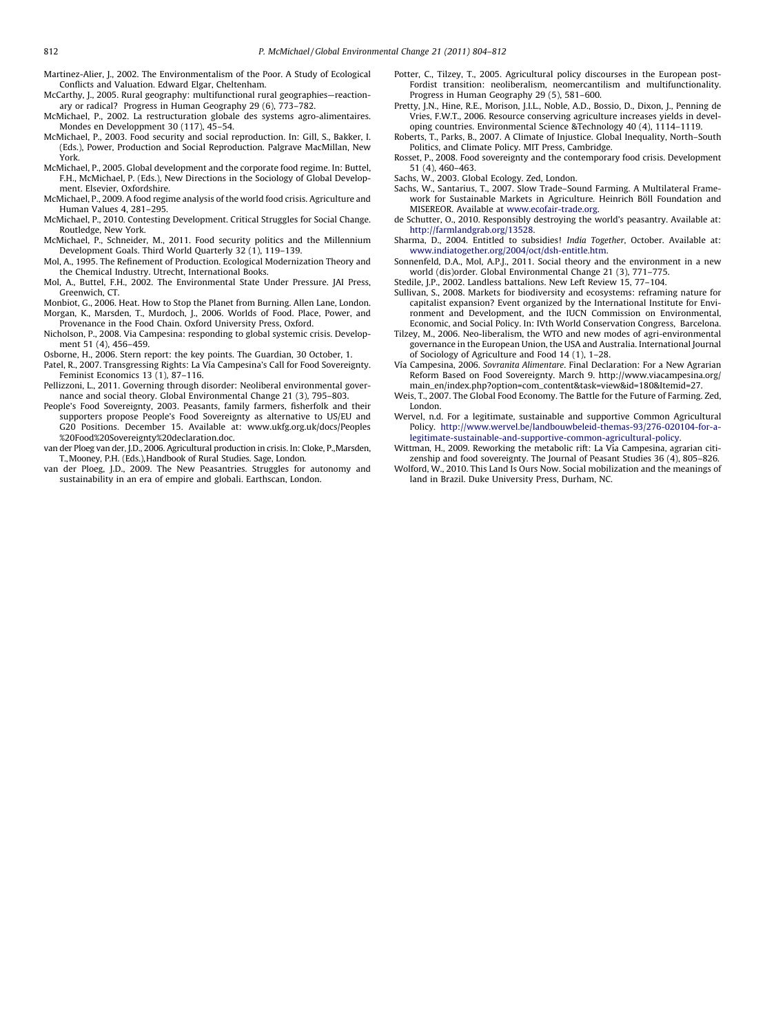Martinez-Alier, J., 2002. The Environmentalism of the Poor. A Study of Ecological Conflicts and Valuation. Edward Elgar, Cheltenham.

McCarthy, J., 2005. Rural geography: multifunctional rural geographies—reactionary or radical? Progress in Human Geography 29 (6), 773–782.

McMichael, P., 2002. La restructuration globale des systems agro-alimentaires. Mondes en Developpment 30 (117), 45–54.

McMichael, P., 2003. Food security and social reproduction. In: Gill, S., Bakker, I. (Eds.), Power, Production and Social Reproduction. Palgrave MacMillan, New York.

McMichael, P., 2005. Global development and the corporate food regime. In: Buttel, F.H., McMichael, P. (Eds.), New Directions in the Sociology of Global Development. Elsevier, Oxfordshire.

McMichael, P., 2009. A food regime analysis of the world food crisis. Agriculture and Human Values 4, 281–295.

McMichael, P., 2010. Contesting Development. Critical Struggles for Social Change. Routledge, New York.

McMichael, P., Schneider, M., 2011. Food security politics and the Millennium Development Goals. Third World Quarterly 32 (1), 119–139.

Mol, A., 1995. The Refinement of Production. Ecological Modernization Theory and the Chemical Industry. Utrecht, International Books.

Mol, A., Buttel, F.H., 2002. The Environmental State Under Pressure. JAI Press, Greenwich, CT.

Monbiot, G., 2006. Heat. How to Stop the Planet from Burning. Allen Lane, London.

Morgan, K., Marsden, T., Murdoch, J., 2006. Worlds of Food. Place, Power, and Provenance in the Food Chain. Oxford University Press, Oxford.

Nicholson, P., 2008. Via Campesina: responding to global systemic crisis. Development 51 (4), 456–459.

Osborne, H., 2006. Stern report: the key points. The Guardian, 30 October, 1.

Patel, R., 2007. Transgressing Rights: La Vía Campesina's Call for Food Sovereignty. Feminist Economics 13 (1), 87–116.

Pellizzoni, L., 2011. Governing through disorder: Neoliberal environmental governance and social theory. Global Environmental Change 21 (3), 795–803.

People's Food Sovereignty, 2003. Peasants, family farmers, fisherfolk and their supporters propose People's Food Sovereignty as alternative to US/EU and G20 Positions. December 15. Available at: www.ukfg.org.uk/docs/Peoples%20Food%20Sovereignty%20declaration.doc.

van der Ploeg van der, J.D., 2006. Agricultural production in crisis. In: Cloke, P.,Marsden, T.,Mooney, P.H. (Eds.),Handbook of Rural Studies. Sage, London.

van der Ploeg, J.D., 2009. The New Peasantries. Struggles for autonomy and sustainability in an era of empire and globali. Earthscan, London.

Potter, C., Tilzey, T., 2005. Agricultural policy discourses in the European post-Fordist transition: neoliberalism, neomercantilism and multifunctionality. Progress in Human Geography 29 (5), 581–600.

Pretty, J.N., Hine, R.E., Morison, J.I.L., Noble, A.D., Bossio, D., Dixon, J., Penning de Vries, F.W.T., 2006. Resource conserving agriculture increases yields in developing countries. Environmental Science &Technology 40 (4), 1114–1119.

Roberts, T., Parks, B., 2007. A Climate of Injustice. Global Inequality, North–South Politics, and Climate Policy. MIT Press, Cambridge.

Rosset, P., 2008. Food sovereignty and the contemporary food crisis. Development 51 (4), 460–463.

Sachs, W., 2003. Global Ecology. Zed, London.

Sachs, W., Santarius, T., 2007. Slow Trade–Sound Farming. A Multilateral Framework for Sustainable Markets in Agriculture. Heinrich Böll Foundation and MISEREOR. Available at www.ecofair-trade.org.

de Schutter, O., 2010. Responsibly destroying the world's peasantry. Available at: http://farmlandgrab.org/13528.

Sharma, D., 2004. Entitled to subsidies! *India Together*, October. Available at: www.indiatogether.org/2004/oct/dsh-entitle.htm.

Sonnenfeld, D.A., Mol, A.P.J., 2011. Social theory and the environment in a new world (dis)order. Global Environmental Change 21 (3), 771–775.

Stedile, J.P., 2002. Landless battalions. New Left Review 15, 77–104.

Sullivan, S., 2008. Markets for biodiversity and ecosystems: reframing nature for capitalist expansion? Event organized by the International Institute for Environment and Development, and the IUCN Commission on Environmental, Economic, and Social Policy. In: IVth World Conservation Congress, Barcelona.

Tilzey, M., 2006. Neo-liberalism, the WTO and new modes of agri-environmental governance in the European Union, the USA and Australia. International Journal of Sociology of Agriculture and Food 14 (1), 1–28.

Vía Campesina, 2006. *Sovranita Alimentare*. Final Declaration: For a New Agrarian Reform Based on Food Sovereignty. March 9. http://www.viacampesina.org/main_en/index.php?option=com_content&task=view&id=180&Itemid=27.

Weis, T., 2007. The Global Food Economy. The Battle for the Future of Farming. Zed, London.

Wervel, n.d. For a legitimate, sustainable and supportive Common Agricultural Policy. http://www.wervel.be/landbouwbeleid-themas-93/276-020104-for-a-legitimate-sustainable-and-supportive-common-agricultural-policy.

Wittman, H., 2009. Reworking the metabolic rift: La Vía Campesina, agrarian citizenship and food sovereignty. The Journal of Peasant Studies 36 (4), 805–826.

Wolford, W., 2010. This Land Is Ours Now. Social mobilization and the meanings of land in Brazil. Duke University Press, Durham, NC.